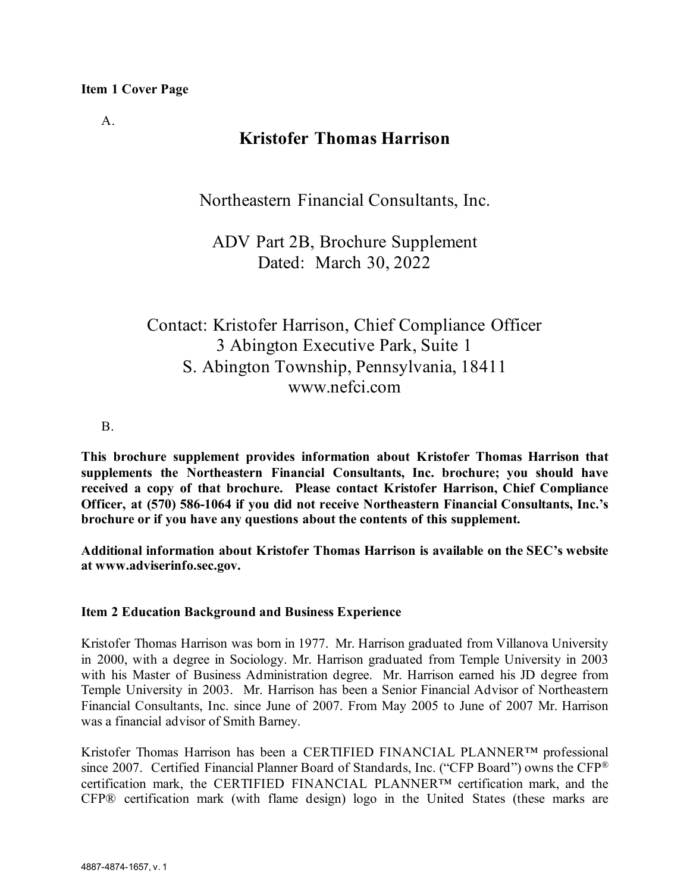**Item 1 Cover Page**

A.

# Kristofer Thomas Harrison

Northeastern Financial Consultants, Inc.

ADV Part 2B, Brochure Supplement
Dated: March 30, 2022

Contact: Kristofer Harrison, Chief Compliance Officer
3 Abington Executive Park, Suite 1
S. Abington Township, Pennsylvania, 18411
www.nefci.com

B.

**This brochure supplement provides information about Kristofer Thomas Harrison that supplements the Northeastern Financial Consultants, Inc. brochure; you should have received a copy of that brochure. Please contact Kristofer Harrison, Chief Compliance Officer, at (570) 586-1064 if you did not receive Northeastern Financial Consultants, Inc.'s brochure or if you have any questions about the contents of this supplement.**

**Additional information about Kristofer Thomas Harrison is available on the SEC's website at www.adviserinfo.sec.gov.**

## Item 2 Education Background and Business Experience

Kristofer Thomas Harrison was born in 1977. Mr. Harrison graduated from Villanova University in 2000, with a degree in Sociology. Mr. Harrison graduated from Temple University in 2003 with his Master of Business Administration degree. Mr. Harrison earned his JD degree from Temple University in 2003. Mr. Harrison has been a Senior Financial Advisor of Northeastern Financial Consultants, Inc. since June of 2007. From May 2005 to June of 2007 Mr. Harrison was a financial advisor of Smith Barney.

Kristofer Thomas Harrison has been a CERTIFIED FINANCIAL PLANNER™ professional since 2007. Certified Financial Planner Board of Standards, Inc. ("CFP Board") owns the CFP® certification mark, the CERTIFIED FINANCIAL PLANNER™ certification mark, and the CFP® certification mark (with flame design) logo in the United States (these marks are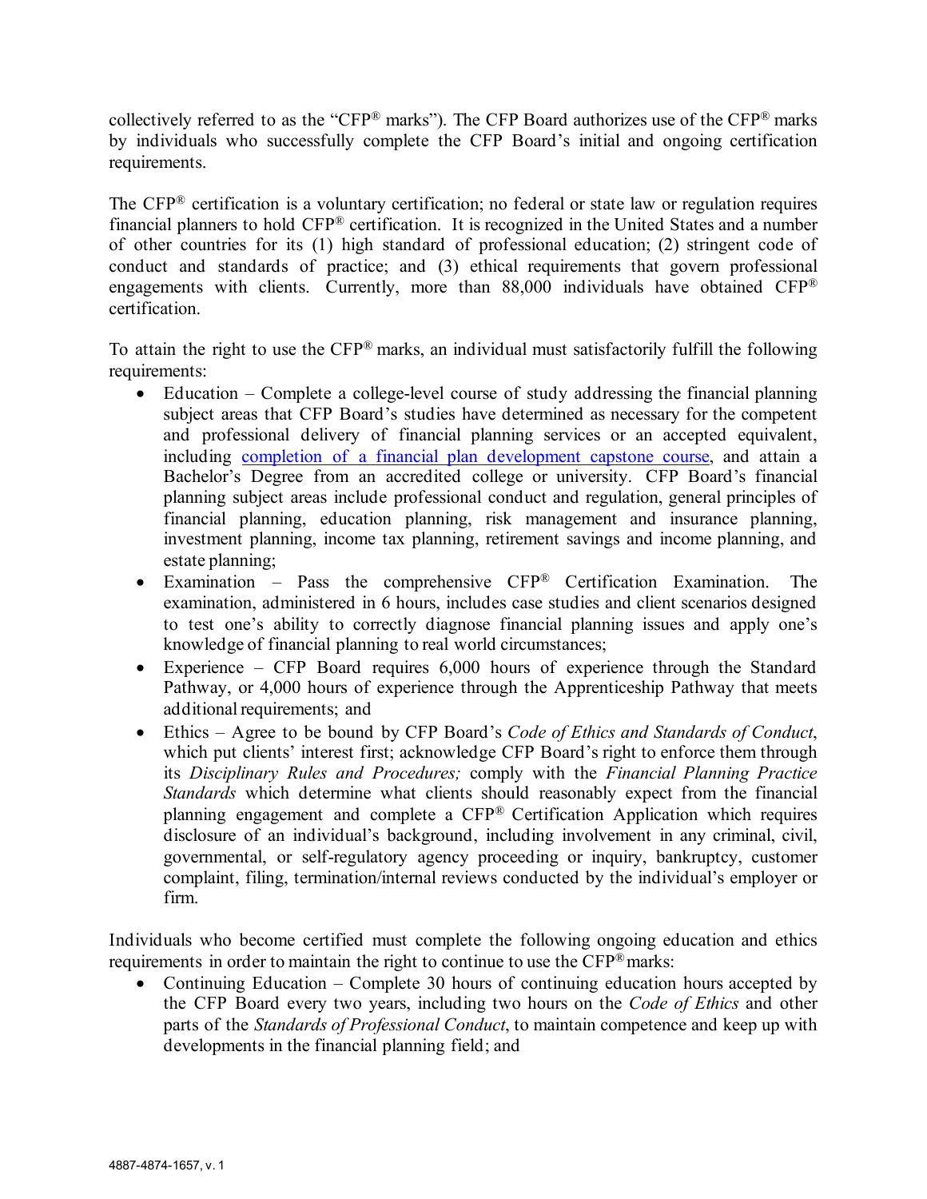collectively referred to as the "CFP® marks"). The CFP Board authorizes use of the CFP® marks by individuals who successfully complete the CFP Board's initial and ongoing certification requirements.

The CFP® certification is a voluntary certification; no federal or state law or regulation requires financial planners to hold CFP® certification. It is recognized in the United States and a number of other countries for its (1) high standard of professional education; (2) stringent code of conduct and standards of practice; and (3) ethical requirements that govern professional engagements with clients. Currently, more than 88,000 individuals have obtained CFP® certification.

To attain the right to use the CFP® marks, an individual must satisfactorily fulfill the following requirements:

- Education – Complete a college-level course of study addressing the financial planning subject areas that CFP Board's studies have determined as necessary for the competent and professional delivery of financial planning services or an accepted equivalent, including completion of a financial plan development capstone course, and attain a Bachelor's Degree from an accredited college or university. CFP Board's financial planning subject areas include professional conduct and regulation, general principles of financial planning, education planning, risk management and insurance planning, investment planning, income tax planning, retirement savings and income planning, and estate planning;
- Examination – Pass the comprehensive CFP® Certification Examination. The examination, administered in 6 hours, includes case studies and client scenarios designed to test one's ability to correctly diagnose financial planning issues and apply one's knowledge of financial planning to real world circumstances;
- Experience – CFP Board requires 6,000 hours of experience through the Standard Pathway, or 4,000 hours of experience through the Apprenticeship Pathway that meets additional requirements; and
- Ethics – Agree to be bound by CFP Board's *Code of Ethics and Standards of Conduct*, which put clients' interest first; acknowledge CFP Board's right to enforce them through its *Disciplinary Rules and Procedures;* comply with the *Financial Planning Practice Standards* which determine what clients should reasonably expect from the financial planning engagement and complete a CFP® Certification Application which requires disclosure of an individual's background, including involvement in any criminal, civil, governmental, or self-regulatory agency proceeding or inquiry, bankruptcy, customer complaint, filing, termination/internal reviews conducted by the individual's employer or firm.

Individuals who become certified must complete the following ongoing education and ethics requirements in order to maintain the right to continue to use the CFP® marks:

- Continuing Education – Complete 30 hours of continuing education hours accepted by the CFP Board every two years, including two hours on the *Code of Ethics* and other parts of the *Standards of Professional Conduct*, to maintain competence and keep up with developments in the financial planning field; and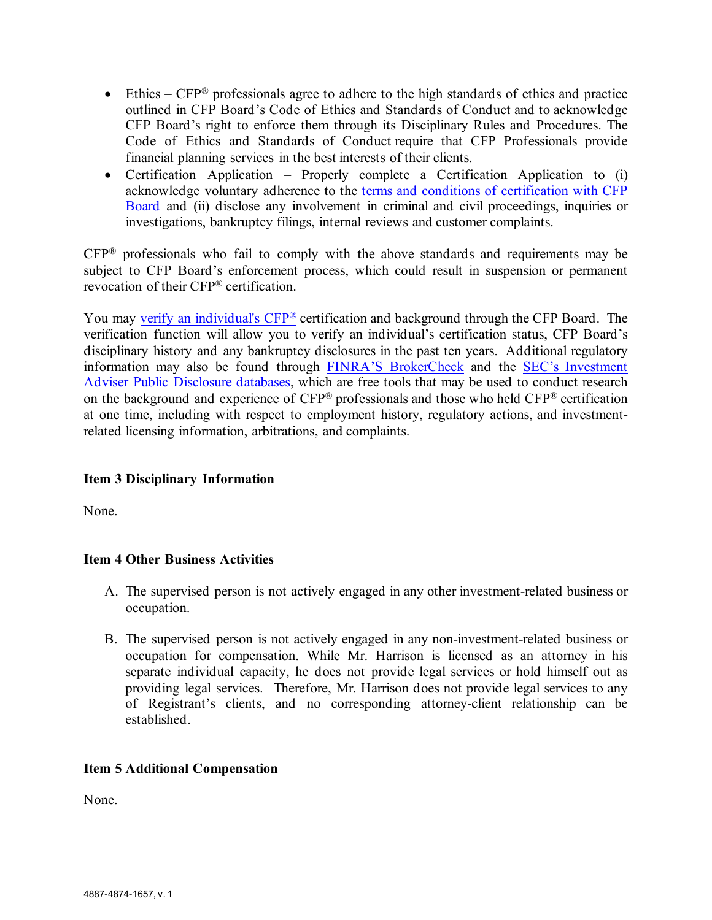- Ethics – CFP® professionals agree to adhere to the high standards of ethics and practice outlined in CFP Board's Code of Ethics and Standards of Conduct and to acknowledge CFP Board's right to enforce them through its Disciplinary Rules and Procedures. The Code of Ethics and Standards of Conduct require that CFP Professionals provide financial planning services in the best interests of their clients.
- Certification Application – Properly complete a Certification Application to (i) acknowledge voluntary adherence to the terms and conditions of certification with CFP Board and (ii) disclose any involvement in criminal and civil proceedings, inquiries or investigations, bankruptcy filings, internal reviews and customer complaints.

CFP® professionals who fail to comply with the above standards and requirements may be subject to CFP Board's enforcement process, which could result in suspension or permanent revocation of their CFP® certification.

You may verify an individual's CFP® certification and background through the CFP Board. The verification function will allow you to verify an individual's certification status, CFP Board's disciplinary history and any bankruptcy disclosures in the past ten years. Additional regulatory information may also be found through FINRA'S BrokerCheck and the SEC's Investment Adviser Public Disclosure databases, which are free tools that may be used to conduct research on the background and experience of CFP® professionals and those who held CFP® certification at one time, including with respect to employment history, regulatory actions, and investment-related licensing information, arbitrations, and complaints.

**Item 3 Disciplinary Information**

None.

**Item 4 Other Business Activities**

A. The supervised person is not actively engaged in any other investment-related business or occupation.

B. The supervised person is not actively engaged in any non-investment-related business or occupation for compensation. While Mr. Harrison is licensed as an attorney in his separate individual capacity, he does not provide legal services or hold himself out as providing legal services. Therefore, Mr. Harrison does not provide legal services to any of Registrant's clients, and no corresponding attorney-client relationship can be established.

**Item 5 Additional Compensation**

None.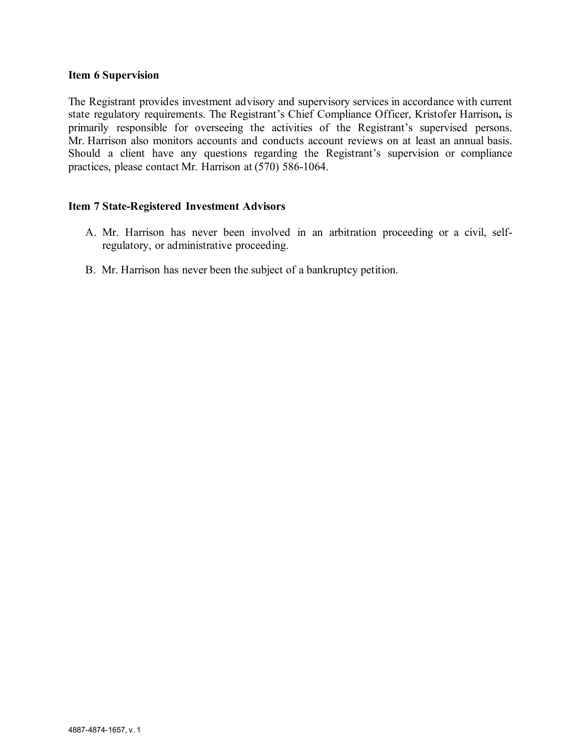**Item 6 Supervision**

The Registrant provides investment advisory and supervisory services in accordance with current state regulatory requirements. The Registrant's Chief Compliance Officer, Kristofer Harrison**,** is primarily responsible for overseeing the activities of the Registrant's supervised persons. Mr. Harrison also monitors accounts and conducts account reviews on at least an annual basis. Should a client have any questions regarding the Registrant's supervision or compliance practices, please contact Mr. Harrison at (570) 586-1064.

**Item 7 State-Registered Investment Advisors**

A. Mr. Harrison has never been involved in an arbitration proceeding or a civil, self-regulatory, or administrative proceeding.

B. Mr. Harrison has never been the subject of a bankruptcy petition.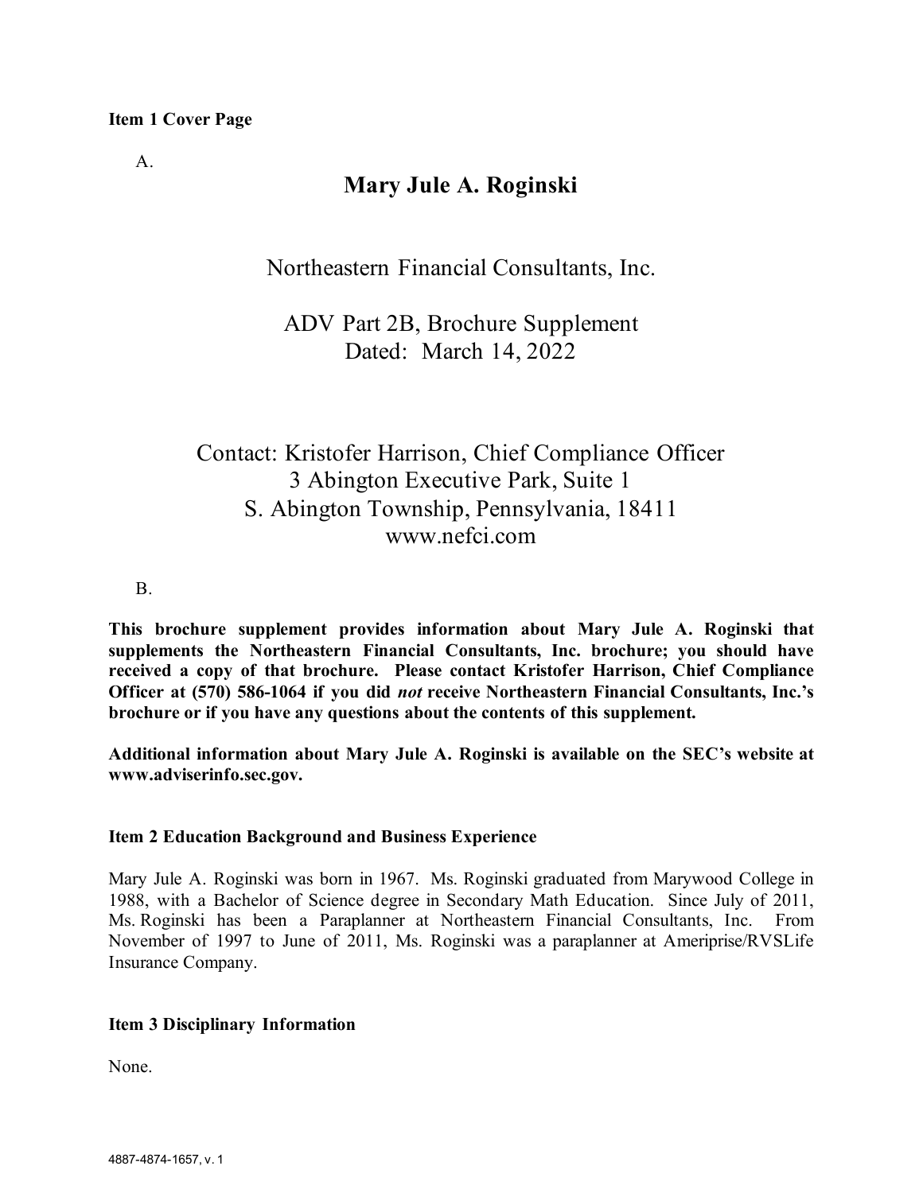**Item 1 Cover Page**

A.

# Mary Jule A. Roginski

Northeastern Financial Consultants, Inc.

ADV Part 2B, Brochure Supplement
Dated: March 14, 2022

Contact: Kristofer Harrison, Chief Compliance Officer
3 Abington Executive Park, Suite 1
S. Abington Township, Pennsylvania, 18411
www.nefci.com

B.

**This brochure supplement provides information about Mary Jule A. Roginski that supplements the Northeastern Financial Consultants, Inc. brochure; you should have received a copy of that brochure. Please contact Kristofer Harrison, Chief Compliance Officer at (570) 586-1064 if you did *not* receive Northeastern Financial Consultants, Inc.'s brochure or if you have any questions about the contents of this supplement.**

**Additional information about Mary Jule A. Roginski is available on the SEC's website at www.adviserinfo.sec.gov.**

**Item 2 Education Background and Business Experience**

Mary Jule A. Roginski was born in 1967. Ms. Roginski graduated from Marywood College in 1988, with a Bachelor of Science degree in Secondary Math Education. Since July of 2011, Ms. Roginski has been a Paraplanner at Northeastern Financial Consultants, Inc. From November of 1997 to June of 2011, Ms. Roginski was a paraplanner at Ameriprise/RVSLife Insurance Company.

**Item 3 Disciplinary Information**

None.

4887-4874-1657, v. 1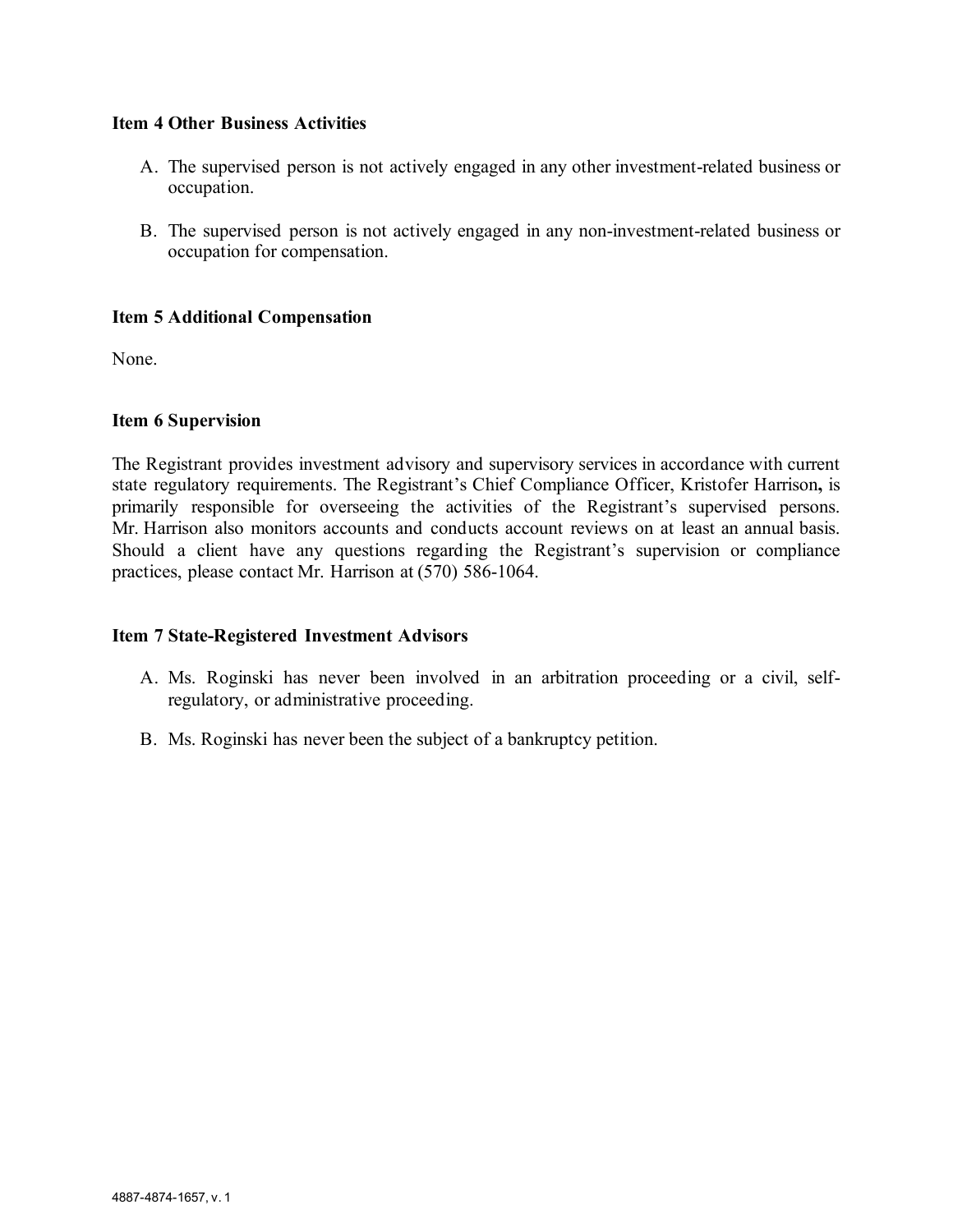**Item 4 Other Business Activities**

A. The supervised person is not actively engaged in any other investment-related business or occupation.

B. The supervised person is not actively engaged in any non-investment-related business or occupation for compensation.

**Item 5 Additional Compensation**

None.

**Item 6 Supervision**

The Registrant provides investment advisory and supervisory services in accordance with current state regulatory requirements. The Registrant's Chief Compliance Officer, Kristofer Harrison**,** is primarily responsible for overseeing the activities of the Registrant's supervised persons. Mr. Harrison also monitors accounts and conducts account reviews on at least an annual basis. Should a client have any questions regarding the Registrant's supervision or compliance practices, please contact Mr. Harrison at (570) 586-1064.

**Item 7 State-Registered Investment Advisors**

A. Ms. Roginski has never been involved in an arbitration proceeding or a civil, self-regulatory, or administrative proceeding.

B. Ms. Roginski has never been the subject of a bankruptcy petition.

4887-4874-1657, v. 1